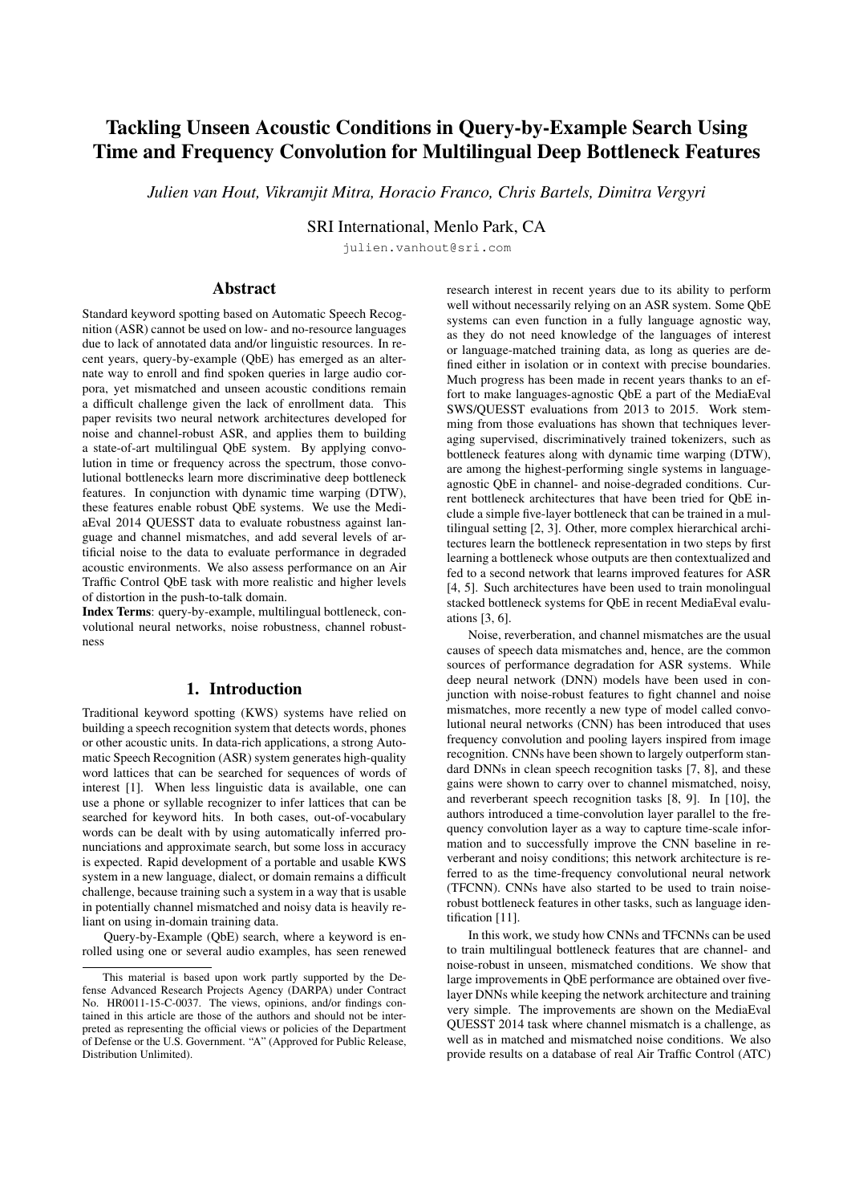# Tackling Unseen Acoustic Conditions in Query-by-Example Search Using Time and Frequency Convolution for Multilingual Deep Bottleneck Features

*Julien van Hout, Vikramjit Mitra, Horacio Franco, Chris Bartels, Dimitra Vergyri*

SRI International, Menlo Park, CA

julien.vanhout@sri.com

## Abstract

Standard keyword spotting based on Automatic Speech Recognition (ASR) cannot be used on low- and no-resource languages due to lack of annotated data and/or linguistic resources. In recent years, query-by-example (QbE) has emerged as an alternate way to enroll and find spoken queries in large audio corpora, yet mismatched and unseen acoustic conditions remain a difficult challenge given the lack of enrollment data. This paper revisits two neural network architectures developed for noise and channel-robust ASR, and applies them to building a state-of-art multilingual QbE system. By applying convolution in time or frequency across the spectrum, those convolutional bottlenecks learn more discriminative deep bottleneck features. In conjunction with dynamic time warping (DTW), these features enable robust QbE systems. We use the MediaEval 2014 QUESST data to evaluate robustness against language and channel mismatches, and add several levels of artificial noise to the data to evaluate performance in degraded acoustic environments. We also assess performance on an Air Traffic Control QbE task with more realistic and higher levels of distortion in the push-to-talk domain.

**Index Terms**: query-by-example, multilingual bottleneck, convolutional neural networks, noise robustness, channel robustness

## 1. Introduction

Traditional keyword spotting (KWS) systems have relied on building a speech recognition system that detects words, phones or other acoustic units. In data-rich applications, a strong Automatic Speech Recognition (ASR) system generates high-quality word lattices that can be searched for sequences of words of interest [1]. When less linguistic data is available, one can use a phone or syllable recognizer to infer lattices that can be searched for keyword hits. In both cases, out-of-vocabulary words can be dealt with by using automatically inferred pronunciations and approximate search, but some loss in accuracy is expected. Rapid development of a portable and usable KWS system in a new language, dialect, or domain remains a difficult challenge, because training such a system in a way that is usable in potentially channel mismatched and noisy data is heavily reliant on using in-domain training data.

Query-by-Example (QbE) search, where a keyword is enrolled using one or several audio examples, has seen renewed research interest in recent years due to its ability to perform well without necessarily relying on an ASR system. Some QbE systems can even function in a fully language agnostic way, as they do not need knowledge of the languages of interest or language-matched training data, as long as queries are defined either in isolation or in context with precise boundaries. Much progress has been made in recent years thanks to an effort to make languages-agnostic QbE a part of the MediaEval SWS/QUESST evaluations from 2013 to 2015. Work stemming from those evaluations has shown that techniques leveraging supervised, discriminatively trained tokenizers, such as bottleneck features along with dynamic time warping (DTW), are among the highest-performing single systems in language-agnostic QbE in channel- and noise-degraded conditions. Current bottleneck architectures that have been tried for QbE include a simple five-layer bottleneck that can be trained in a multilingual setting [2, 3]. Other, more complex hierarchical architectures learn the bottleneck representation in two steps by first learning a bottleneck whose outputs are then contextualized and fed to a second network that learns improved features for ASR [4, 5]. Such architectures have been used to train monolingual stacked bottleneck systems for QbE in recent MediaEval evaluations [3, 6].

Noise, reverberation, and channel mismatches are the usual causes of speech data mismatches and, hence, are the common sources of performance degradation for ASR systems. While deep neural network (DNN) models have been used in conjunction with noise-robust features to fight channel and noise mismatches, more recently a new type of model called convolutional neural networks (CNN) has been introduced that uses frequency convolution and pooling layers inspired from image recognition. CNNs have been shown to largely outperform standard DNNs in clean speech recognition tasks [7, 8], and these gains were shown to carry over to channel mismatched, noisy, and reverberant speech recognition tasks [8, 9]. In [10], the authors introduced a time-convolution layer parallel to the frequency convolution layer as a way to capture time-scale information and to successfully improve the CNN baseline in reverberant and noisy conditions; this network architecture is referred to as the time-frequency convolutional neural network (TFCNN). CNNs have also started to be used to train noise-robust bottleneck features in other tasks, such as language identification [11].

In this work, we study how CNNs and TFCNNs can be used to train multilingual bottleneck features that are channel- and noise-robust in unseen, mismatched conditions. We show that large improvements in QbE performance are obtained over five-layer DNNs while keeping the network architecture and training very simple. The improvements are shown on the MediaEval QUESST 2014 task where channel mismatch is a challenge, as well as in matched and mismatched noise conditions. We also provide results on a database of real Air Traffic Control (ATC)

This material is based upon work partly supported by the Defense Advanced Research Projects Agency (DARPA) under Contract No. HR0011-15-C-0037. The views, opinions, and/or findings contained in this article are those of the authors and should not be interpreted as representing the official views or policies of the Department of Defense or the U.S. Government. "A" (Approved for Public Release, Distribution Unlimited).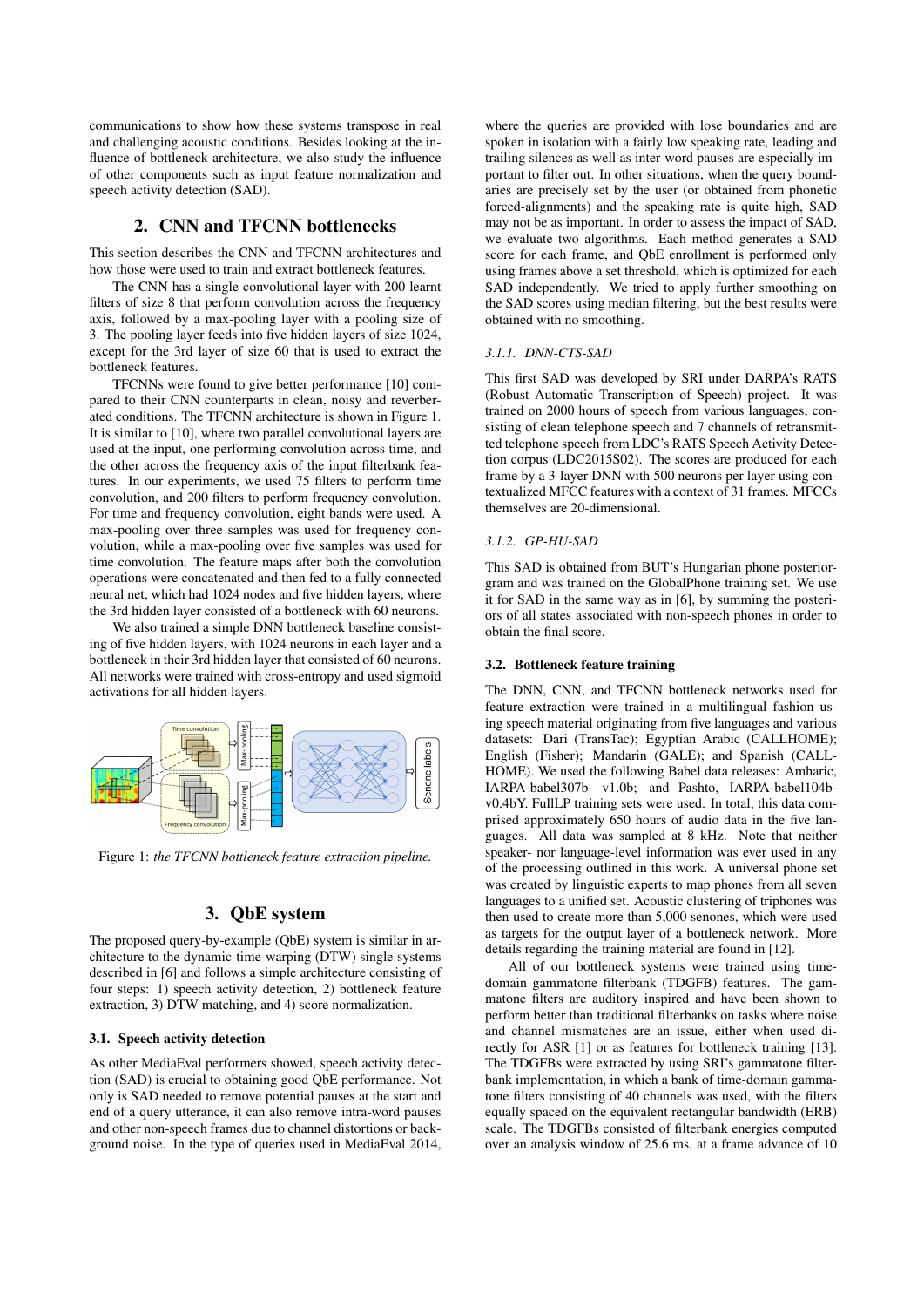communications to show how these systems transpose in real and challenging acoustic conditions. Besides looking at the influence of bottleneck architecture, we also study the influence of other components such as input feature normalization and speech activity detection (SAD).

## 2. CNN and TFCNN bottlenecks

This section describes the CNN and TFCNN architectures and how those were used to train and extract bottleneck features.

The CNN has a single convolutional layer with 200 learnt filters of size 8 that perform convolution across the frequency axis, followed by a max-pooling layer with a pooling size of 3. The pooling layer feeds into five hidden layers of size 1024, except for the 3rd layer of size 60 that is used to extract the bottleneck features.

TFCNNs were found to give better performance [10] compared to their CNN counterparts in clean, noisy and reverberated conditions. The TFCNN architecture is shown in Figure 1. It is similar to [10], where two parallel convolutional layers are used at the input, one performing convolution across time, and the other across the frequency axis of the input filterbank features. In our experiments, we used 75 filters to perform time convolution, and 200 filters to perform frequency convolution. For time and frequency convolution, eight bands were used. A max-pooling over three samples was used for frequency convolution, while a max-pooling over five samples was used for time convolution. The feature maps after both the convolution operations were concatenated and then fed to a fully connected neural net, which had 1024 nodes and five hidden layers, where the 3rd hidden layer consisted of a bottleneck with 60 neurons.

We also trained a simple DNN bottleneck baseline consisting of five hidden layers, with 1024 neurons in each layer and a bottleneck in their 3rd hidden layer that consisted of 60 neurons. All networks were trained with cross-entropy and used sigmoid activations for all hidden layers.

Figure 1: *the TFCNN bottleneck feature extraction pipeline.*

## 3. QbE system

The proposed query-by-example (QbE) system is similar in architecture to the dynamic-time-warping (DTW) single systems described in [6] and follows a simple architecture consisting of four steps: 1) speech activity detection, 2) bottleneck feature extraction, 3) DTW matching, and 4) score normalization.

### 3.1. Speech activity detection

As other MediaEval performers showed, speech activity detection (SAD) is crucial to obtaining good QbE performance. Not only is SAD needed to remove potential pauses at the start and end of a query utterance, it can also remove intra-word pauses and other non-speech frames due to channel distortions or background noise. In the type of queries used in MediaEval 2014, where the queries are provided with lose boundaries and are spoken in isolation with a fairly low speaking rate, leading and trailing silences as well as inter-word pauses are especially important to filter out. In other situations, when the query boundaries are precisely set by the user (or obtained from phonetic forced-alignments) and the speaking rate is quite high, SAD may not be as important. In order to assess the impact of SAD, we evaluate two algorithms. Each method generates a SAD score for each frame, and QbE enrollment is performed only using frames above a set threshold, which is optimized for each SAD independently. We tried to apply further smoothing on the SAD scores using median filtering, but the best results were obtained with no smoothing.

#### *3.1.1. DNN-CTS-SAD*

This first SAD was developed by SRI under DARPA's RATS (Robust Automatic Transcription of Speech) project. It was trained on 2000 hours of speech from various languages, consisting of clean telephone speech and 7 channels of retransmitted telephone speech from LDC's RATS Speech Activity Detection corpus (LDC2015S02). The scores are produced for each frame by a 3-layer DNN with 500 neurons per layer using contextualized MFCC features with a context of 31 frames. MFCCs themselves are 20-dimensional.

#### *3.1.2. GP-HU-SAD*

This SAD is obtained from BUT's Hungarian phone posteriorgram and was trained on the GlobalPhone training set. We use it for SAD in the same way as in [6], by summing the posteriors of all states associated with non-speech phones in order to obtain the final score.

### 3.2. Bottleneck feature training

The DNN, CNN, and TFCNN bottleneck networks used for feature extraction were trained in a multilingual fashion using speech material originating from five languages and various datasets: Dari (TransTac); Egyptian Arabic (CALLHOME); English (Fisher); Mandarin (GALE); and Spanish (CALLHOME). We used the following Babel data releases: Amharic, IARPA-babel307b- v1.0b; and Pashto, IARPA-babel104b-v0.4bY. FullLP training sets were used. In total, this data comprised approximately 650 hours of audio data in the five languages. All data was sampled at 8 kHz. Note that neither speaker- nor language-level information was ever used in any of the processing outlined in this work. A universal phone set was created by linguistic experts to map phones from all seven languages to a unified set. Acoustic clustering of triphones was then used to create more than 5,000 senones, which were used as targets for the output layer of a bottleneck network. More details regarding the training material are found in [12].

All of our bottleneck systems were trained using time-domain gammatone filterbank (TDGFB) features. The gammatone filters are auditory inspired and have been shown to perform better than traditional filterbanks on tasks where noise and channel mismatches are an issue, either when used directly for ASR [1] or as features for bottleneck training [13]. The TDGFBs were extracted by using SRI's gammatone filterbank implementation, in which a bank of time-domain gammatone filters consisting of 40 channels was used, with the filters equally spaced on the equivalent rectangular bandwidth (ERB) scale. The TDGFBs consisted of filterbank energies computed over an analysis window of 25.6 ms, at a frame advance of 10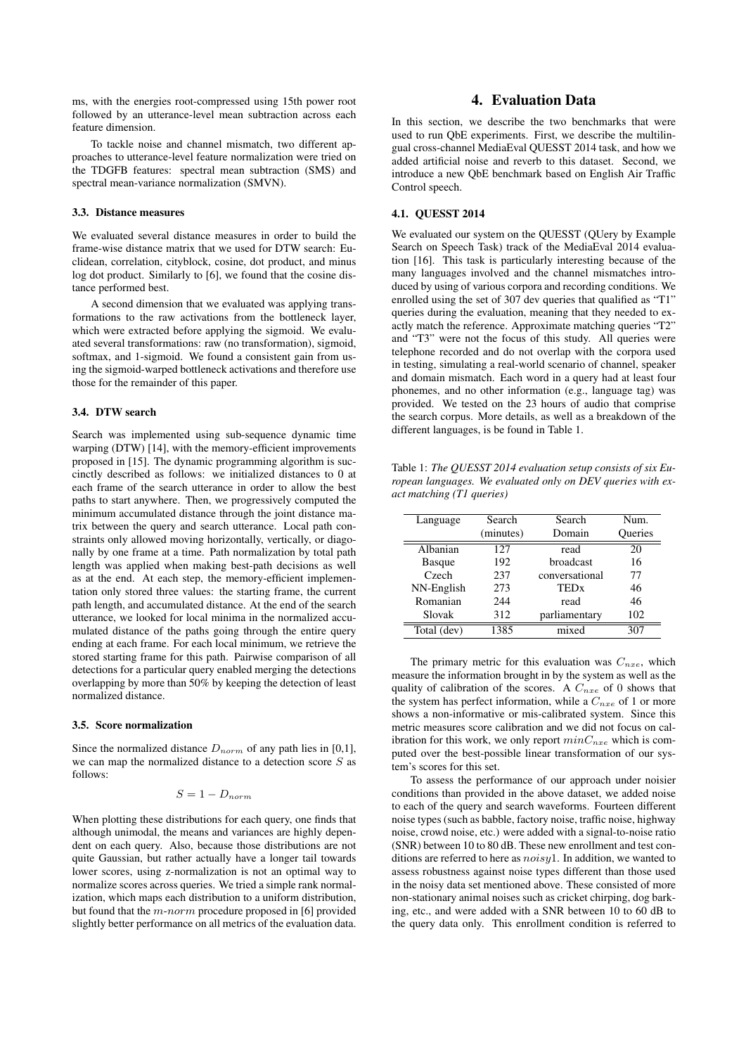ms, with the energies root-compressed using 15th power root followed by an utterance-level mean subtraction across each feature dimension.

To tackle noise and channel mismatch, two different approaches to utterance-level feature normalization were tried on the TDGFB features: spectral mean subtraction (SMS) and spectral mean-variance normalization (SMVN).

### 3.3. Distance measures

We evaluated several distance measures in order to build the frame-wise distance matrix that we used for DTW search: Euclidean, correlation, cityblock, cosine, dot product, and minus log dot product. Similarly to [6], we found that the cosine distance performed best.

A second dimension that we evaluated was applying transformations to the raw activations from the bottleneck layer, which were extracted before applying the sigmoid. We evaluated several transformations: raw (no transformation), sigmoid, softmax, and 1-sigmoid. We found a consistent gain from using the sigmoid-warped bottleneck activations and therefore use those for the remainder of this paper.

### 3.4. DTW search

Search was implemented using sub-sequence dynamic time warping (DTW) [14], with the memory-efficient improvements proposed in [15]. The dynamic programming algorithm is succinctly described as follows: we initialized distances to 0 at each frame of the search utterance in order to allow the best paths to start anywhere. Then, we progressively computed the minimum accumulated distance through the joint distance matrix between the query and search utterance. Local path constraints only allowed moving horizontally, vertically, or diagonally by one frame at a time. Path normalization by total path length was applied when making best-path decisions as well as at the end. At each step, the memory-efficient implementation only stored three values: the starting frame, the current path length, and accumulated distance. At the end of the search utterance, we looked for local minima in the normalized accumulated distance of the paths going through the entire query ending at each frame. For each local minimum, we retrieve the stored starting frame for this path. Pairwise comparison of all detections for a particular query enabled merging the detections overlapping by more than 50% by keeping the detection of least normalized distance.

### 3.5. Score normalization

Since the normalized distance $D_{norm}$ of any path lies in [0,1], we can map the normalized distance to a detection score $S$ as follows:

$$S = 1 - D_{norm}$$

When plotting these distributions for each query, one finds that although unimodal, the means and variances are highly dependent on each query. Also, because those distributions are not quite Gaussian, but rather actually have a longer tail towards lower scores, using z-normalization is not an optimal way to normalize scores across queries. We tried a simple rank normalization, which maps each distribution to a uniform distribution, but found that the $m\text{-}norm$ procedure proposed in [6] provided slightly better performance on all metrics of the evaluation data.

## 4. Evaluation Data

In this section, we describe the two benchmarks that were used to run QbE experiments. First, we describe the multilingual cross-channel MediaEval QUESST 2014 task, and how we added artificial noise and reverb to this dataset. Second, we introduce a new QbE benchmark based on English Air Traffic Control speech.

### 4.1. QUESST 2014

We evaluated our system on the QUESST (QUery by Example Search on Speech Task) track of the MediaEval 2014 evaluation [16]. This task is particularly interesting because of the many languages involved and the channel mismatches introduced by using of various corpora and recording conditions. We enrolled using the set of 307 dev queries that qualified as "T1" queries during the evaluation, meaning that they needed to exactly match the reference. Approximate matching queries "T2" and "T3" were not the focus of this study. All queries were telephone recorded and do not overlap with the corpora used in testing, simulating a real-world scenario of channel, speaker and domain mismatch. Each word in a query had at least four phonemes, and no other information (e.g., language tag) was provided. We tested on the 23 hours of audio that comprise the search corpus. More details, as well as a breakdown of the different languages, is be found in Table 1.

Table 1: *The QUESST 2014 evaluation setup consists of six European languages. We evaluated only on DEV queries with exact matching (T1 queries)*

| Language | Search (minutes) | Search Domain | Num. Queries |
|---|---|---|---|
| Albanian | 127 | read | 20 |
| Basque | 192 | broadcast | 16 |
| Czech | 237 | conversational | 77 |
| NN-English | 273 | TEDx | 46 |
| Romanian | 244 | read | 46 |
| Slovak | 312 | parliamentary | 102 |
| Total (dev) | 1385 | mixed | 307 |

The primary metric for this evaluation was $C_{nxe}$, which measure the information brought in by the system as well as the quality of calibration of the scores. A $C_{nxe}$ of 0 shows that the system has perfect information, while a $C_{nxe}$ of 1 or more shows a non-informative or mis-calibrated system. Since this metric measures score calibration and we did not focus on calibration for this work, we only report $minC_{nxe}$ which is computed over the best-possible linear transformation of our system's scores for this set.

To assess the performance of our approach under noisier conditions than provided in the above dataset, we added noise to each of the query and search waveforms. Fourteen different noise types (such as babble, factory noise, traffic noise, highway noise, crowd noise, etc.) were added with a signal-to-noise ratio (SNR) between 10 to 80 dB. These new enrollment and test conditions are referred to here as $noisy1$. In addition, we wanted to assess robustness against noise types different than those used in the noisy data set mentioned above. These consisted of more non-stationary animal noises such as cricket chirping, dog barking, etc., and were added with a SNR between 10 to 60 dB to the query data only. This enrollment condition is referred to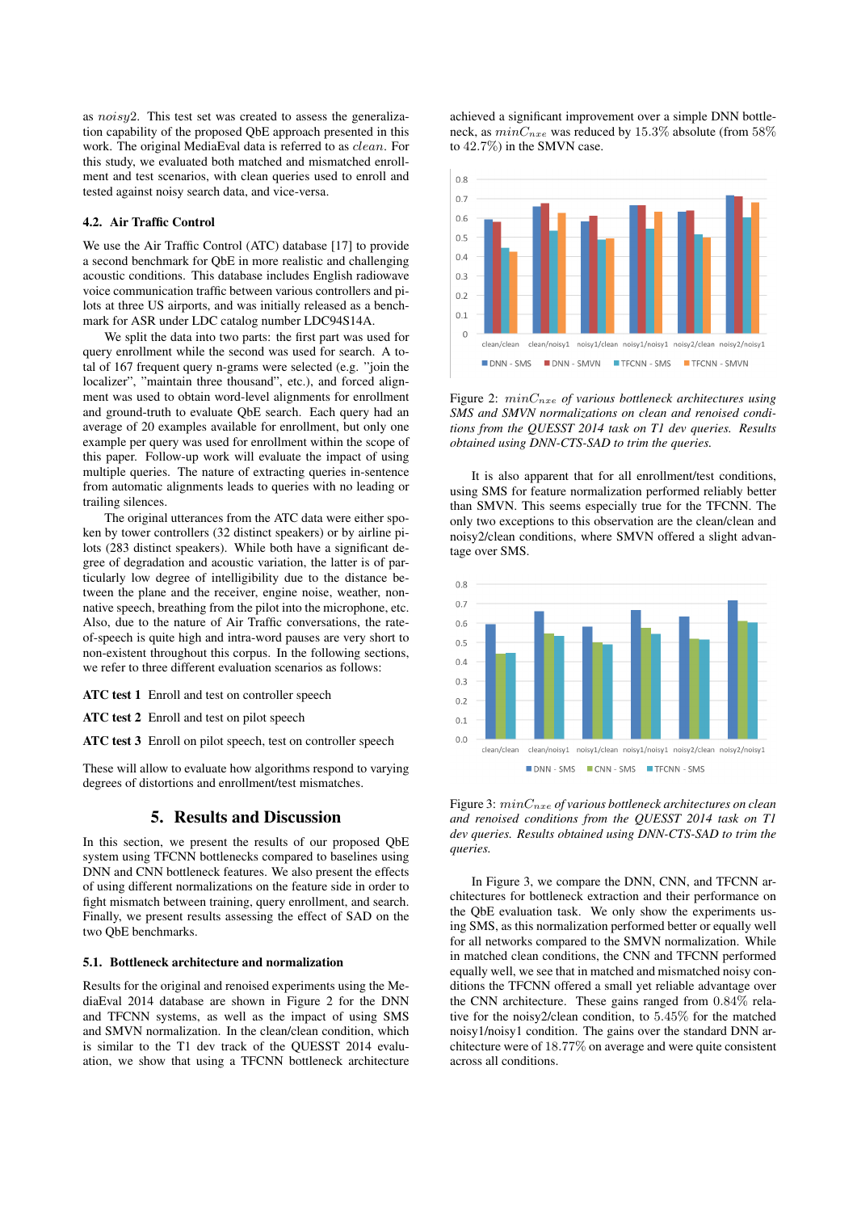as $noisy2$. This test set was created to assess the generalization capability of the proposed QbE approach presented in this work. The original MediaEval data is referred to as $clean$. For this study, we evaluated both matched and mismatched enrollment and test scenarios, with clean queries used to enroll and tested against noisy search data, and vice-versa.

### 4.2. Air Traffic Control

We use the Air Traffic Control (ATC) database [17] to provide a second benchmark for QbE in more realistic and challenging acoustic conditions. This database includes English radiowave voice communication traffic between various controllers and pilots at three US airports, and was initially released as a benchmark for ASR under LDC catalog number LDC94S14A.

We split the data into two parts: the first part was used for query enrollment while the second was used for search. A total of 167 frequent query n-grams were selected (e.g. "join the localizer", "maintain three thousand", etc.), and forced alignment was used to obtain word-level alignments for enrollment and ground-truth to evaluate QbE search. Each query had an average of 20 examples available for enrollment, but only one example per query was used for enrollment within the scope of this paper. Follow-up work will evaluate the impact of using multiple queries. The nature of extracting queries in-sentence from automatic alignments leads to queries with no leading or trailing silences.

The original utterances from the ATC data were either spoken by tower controllers (32 distinct speakers) or by airline pilots (283 distinct speakers). While both have a significant degree of degradation and acoustic variation, the latter is of particularly low degree of intelligibility due to the distance between the plane and the receiver, engine noise, weather, non-native speech, breathing from the pilot into the microphone, etc. Also, due to the nature of Air Traffic conversations, the rate-of-speech is quite high and intra-word pauses are very short to non-existent throughout this corpus. In the following sections, we refer to three different evaluation scenarios as follows:

**ATC test 1** Enroll and test on controller speech

**ATC test 2** Enroll and test on pilot speech

**ATC test 3** Enroll on pilot speech, test on controller speech

These will allow to evaluate how algorithms respond to varying degrees of distortions and enrollment/test mismatches.

## 5. Results and Discussion

In this section, we present the results of our proposed QbE system using TFCNN bottlenecks compared to baselines using DNN and CNN bottleneck features. We also present the effects of using different normalizations on the feature side in order to fight mismatch between training, query enrollment, and search. Finally, we present results assessing the effect of SAD on the two QbE benchmarks.

### 5.1. Bottleneck architecture and normalization

Results for the original and renoised experiments using the MediaEval 2014 database are shown in Figure 2 for the DNN and TFCNN systems, as well as the impact of using SMS and SMVN normalization. In the clean/clean condition, which is similar to the T1 dev track of the QUESST 2014 evaluation, we show that using a TFCNN bottleneck architecture achieved a significant improvement over a simple DNN bottleneck, as $minC_{nxe}$ was reduced by 15.3% absolute (from 58% to 42.7%) in the SMVN case.

Figure 2: $minC_{nxe}$ *of various bottleneck architectures using SMS and SMVN normalizations on clean and renoised conditions from the QUESST 2014 task on T1 dev queries. Results obtained using DNN-CTS-SAD to trim the queries.*

It is also apparent that for all enrollment/test conditions, using SMS for feature normalization performed reliably better than SMVN. This seems especially true for the TFCNN. The only two exceptions to this observation are the clean/clean and noisy2/clean conditions, where SMVN offered a slight advantage over SMS.

Figure 3: $minC_{nxe}$ *of various bottleneck architectures on clean and renoised conditions from the QUESST 2014 task on T1 dev queries. Results obtained using DNN-CTS-SAD to trim the queries.*

In Figure 3, we compare the DNN, CNN, and TFCNN architectures for bottleneck extraction and their performance on the QbE evaluation task. We only show the experiments using SMS, as this normalization performed better or equally well for all networks compared to the SMVN normalization. While in matched clean conditions, the CNN and TFCNN performed equally well, we see that in matched and mismatched noisy conditions the TFCNN offered a small yet reliable advantage over the CNN architecture. These gains ranged from 0.84% relative for the noisy2/clean condition, to 5.45% for the matched noisy1/noisy1 condition. The gains over the standard DNN architecture were of 18.77% on average and were quite consistent across all conditions.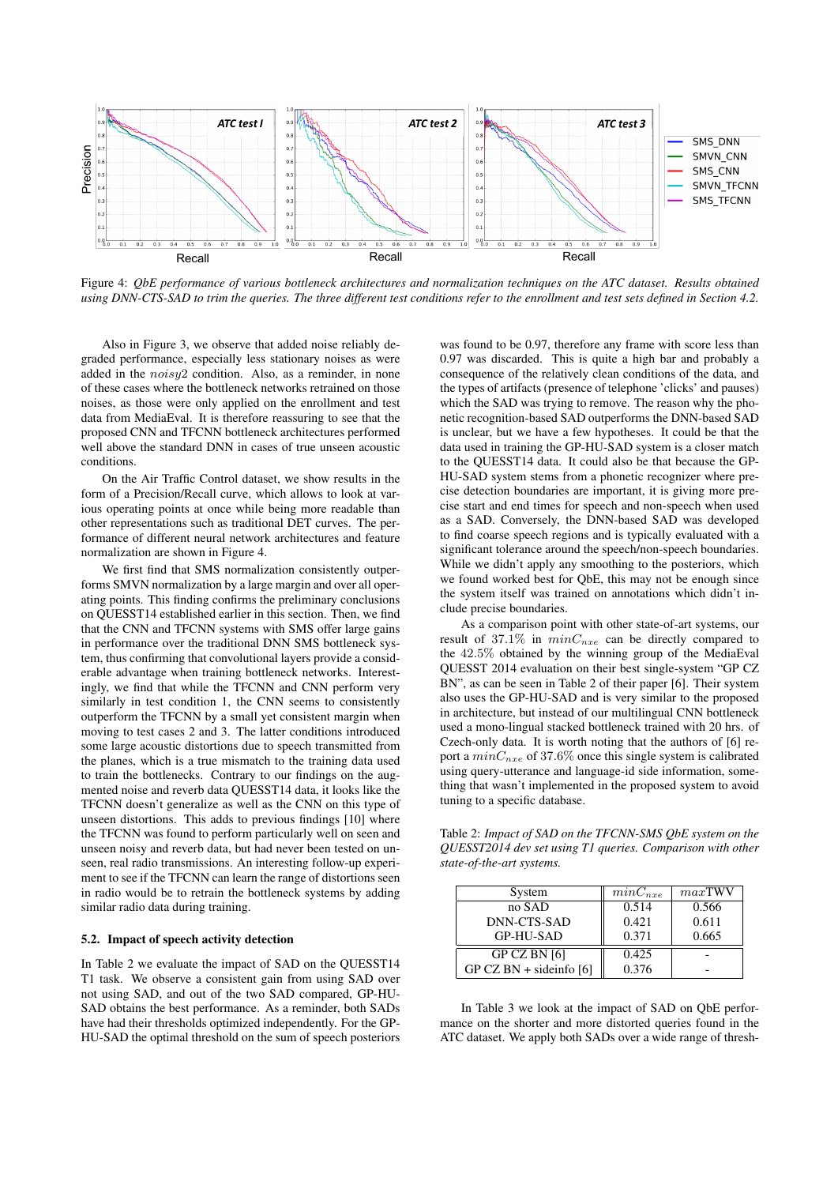Figure 4: *QbE performance of various bottleneck architectures and normalization techniques on the ATC dataset. Results obtained using DNN-CTS-SAD to trim the queries. The three different test conditions refer to the enrollment and test sets defined in Section 4.2.*

Also in Figure 3, we observe that added noise reliably degraded performance, especially less stationary noises as were added in the $noisy2$ condition. Also, as a reminder, in none of these cases where the bottleneck networks retrained on those noises, as those were only applied on the enrollment and test data from MediaEval. It is therefore reassuring to see that the proposed CNN and TFCNN bottleneck architectures performed well above the standard DNN in cases of true unseen acoustic conditions.

On the Air Traffic Control dataset, we show results in the form of a Precision/Recall curve, which allows to look at various operating points at once while being more readable than other representations such as traditional DET curves. The performance of different neural network architectures and feature normalization are shown in Figure 4.

We first find that SMS normalization consistently outperforms SMVN normalization by a large margin and over all operating points. This finding confirms the preliminary conclusions on QUESST14 established earlier in this section. Then, we find that the CNN and TFCNN systems with SMS offer large gains in performance over the traditional DNN SMS bottleneck system, thus confirming that convolutional layers provide a considerable advantage when training bottleneck networks. Interestingly, we find that while the TFCNN and CNN perform very similarly in test condition 1, the CNN seems to consistently outperform the TFCNN by a small yet consistent margin when moving to test cases 2 and 3. The latter conditions introduced some large acoustic distortions due to speech transmitted from the planes, which is a true mismatch to the training data used to train the bottlenecks. Contrary to our findings on the augmented noise and reverb data QUESST14 data, it looks like the TFCNN doesn't generalize as well as the CNN on this type of unseen distortions. This adds to previous findings [10] where the TFCNN was found to perform particularly well on seen and unseen noisy and reverb data, but had never been tested on unseen, real radio transmissions. An interesting follow-up experiment to see if the TFCNN can learn the range of distortions seen in radio would be to retrain the bottleneck systems by adding similar radio data during training.

### 5.2. Impact of speech activity detection

In Table 2 we evaluate the impact of SAD on the QUESST14 T1 task. We observe a consistent gain from using SAD over not using SAD, and out of the two SAD compared, GP-HU-SAD obtains the best performance. As a reminder, both SADs have had their thresholds optimized independently. For the GP-HU-SAD the optimal threshold on the sum of speech posteriors was found to be 0.97, therefore any frame with score less than 0.97 was discarded. This is quite a high bar and probably a consequence of the relatively clean conditions of the data, and the types of artifacts (presence of telephone 'clicks' and pauses) which the SAD was trying to remove. The reason why the phonetic recognition-based SAD outperforms the DNN-based SAD is unclear, but we have a few hypotheses. It could be that the data used in training the GP-HU-SAD system is a closer match to the QUESST14 data. It could also be that because the GP-HU-SAD system stems from a phonetic recognizer where precise decision boundaries are important, it is giving more precise start and end times for speech and non-speech when used as a SAD. Conversely, the DNN-based SAD was developed to find coarse speech regions and is typically evaluated with a significant tolerance around the speech/non-speech boundaries. While we didn't apply any smoothing to the posteriors, which we found worked best for QbE, this may not be enough since the system itself was trained on annotations which didn't include precise boundaries.

As a comparison point with other state-of-art systems, our result of $37.1\%$ in $minC_{nxe}$ can be directly compared to the $42.5\%$ obtained by the winning group of the MediaEval QUESST 2014 evaluation on their best single-system "GP CZ BN", as can be seen in Table 2 of their paper [6]. Their system also uses the GP-HU-SAD and is very similar to the proposed in architecture, but instead of our multilingual CNN bottleneck used a mono-lingual stacked bottleneck trained with 20 hrs. of Czech-only data. It is worth noting that the authors of [6] report a $minC_{nxe}$ of $37.6\%$ once this single system is calibrated using query-utterance and language-id side information, something that wasn't implemented in the proposed system to avoid tuning to a specific database.

Table 2: *Impact of SAD on the TFCNN-SMS QbE system on the QUESST2014 dev set using T1 queries. Comparison with other state-of-the-art systems.*

| System | $minC_{nxe}$ | $maxTWV$ |
|---|---|---|
| no SAD | 0.514 | 0.566 |
| DNN-CTS-SAD | 0.421 | 0.611 |
| GP-HU-SAD | 0.371 | 0.665 |
| GP CZ BN [6] | 0.425 | - |
| GP CZ BN + sideinfo [6] | 0.376 | - |

In Table 3 we look at the impact of SAD on QbE performance on the shorter and more distorted queries found in the ATC dataset. We apply both SADs over a wide range of thresh-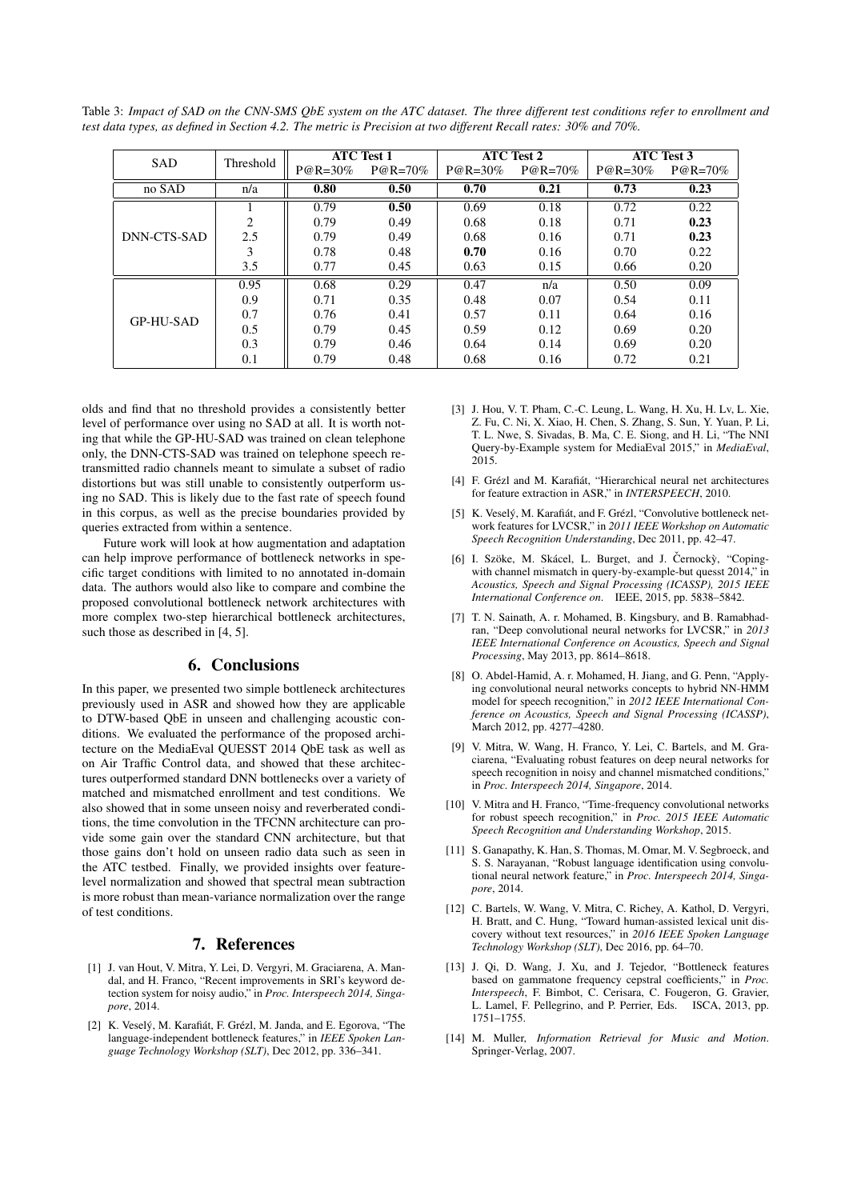Table 3: *Impact of SAD on the CNN-SMS QbE system on the ATC dataset. The three different test conditions refer to enrollment and test data types, as defined in Section 4.2. The metric is Precision at two different Recall rates: 30% and 70%.*

| SAD | Threshold | ATC Test 1 | | ATC Test 2 | | ATC Test 3 | |
|---|---|---|---|---|---|---|---|
| | | P@R=30% | P@R=70% | P@R=30% | P@R=70% | P@R=30% | P@R=70% |
| no SAD | n/a | **0.80** | **0.50** | **0.70** | **0.21** | **0.73** | **0.23** |
| DNN-CTS-SAD | 1 | 0.79 | **0.50** | 0.69 | 0.18 | 0.72 | 0.22 |
| | 2 | 0.79 | 0.49 | 0.68 | 0.18 | 0.71 | **0.23** |
| | 2.5 | 0.79 | 0.49 | 0.68 | 0.16 | 0.71 | **0.23** |
| | 3 | 0.78 | 0.48 | **0.70** | 0.16 | 0.70 | 0.22 |
| | 3.5 | 0.77 | 0.45 | 0.63 | 0.15 | 0.66 | 0.20 |
| GP-HU-SAD | 0.95 | 0.68 | 0.29 | 0.47 | n/a | 0.50 | 0.09 |
| | 0.9 | 0.71 | 0.35 | 0.48 | 0.07 | 0.54 | 0.11 |
| | 0.7 | 0.76 | 0.41 | 0.57 | 0.11 | 0.64 | 0.16 |
| | 0.5 | 0.79 | 0.45 | 0.59 | 0.12 | 0.69 | 0.20 |
| | 0.3 | 0.79 | 0.46 | 0.64 | 0.14 | 0.69 | 0.20 |
| | 0.1 | 0.79 | 0.48 | 0.68 | 0.16 | 0.72 | 0.21 |

olds and find that no threshold provides a consistently better level of performance over using no SAD at all. It is worth noting that while the GP-HU-SAD was trained on clean telephone only, the DNN-CTS-SAD was trained on telephone speech retransmitted radio channels meant to simulate a subset of radio distortions but was still unable to consistently outperform using no SAD. This is likely due to the fast rate of speech found in this corpus, as well as the precise boundaries provided by queries extracted from within a sentence.

Future work will look at how augmentation and adaptation can help improve performance of bottleneck networks in specific target conditions with limited to no annotated in-domain data. The authors would also like to compare and combine the proposed convolutional bottleneck network architectures with more complex two-step hierarchical bottleneck architectures, such those as described in [4, 5].

## 6. Conclusions

In this paper, we presented two simple bottleneck architectures previously used in ASR and showed how they are applicable to DTW-based QbE in unseen and challenging acoustic conditions. We evaluated the performance of the proposed architecture on the MediaEval QUESST 2014 QbE task as well as on Air Traffic Control data, and showed that these architectures outperformed standard DNN bottlenecks over a variety of matched and mismatched enrollment and test conditions. We also showed that in some unseen noisy and reverberated conditions, the time convolution in the TFCNN architecture can provide some gain over the standard CNN architecture, but that those gains don't hold on unseen radio data such as seen in the ATC testbed. Finally, we provided insights over feature-level normalization and showed that spectral mean subtraction is more robust than mean-variance normalization over the range of test conditions.

## 7. References

[1] J. van Hout, V. Mitra, Y. Lei, D. Vergyri, M. Graciarena, A. Mandal, and H. Franco, "Recent improvements in SRI's keyword detection system for noisy audio," in *Proc. Interspeech 2014, Singapore*, 2014.

[2] K. Veselý, M. Karafiát, F. Grézl, M. Janda, and E. Egorova, "The language-independent bottleneck features," in *IEEE Spoken Language Technology Workshop (SLT)*, Dec 2012, pp. 336–341.

[3] J. Hou, V. T. Pham, C.-C. Leung, L. Wang, H. Xu, H. Lv, L. Xie, Z. Fu, C. Ni, X. Xiao, H. Chen, S. Zhang, S. Sun, Y. Yuan, P. Li, T. L. Nwe, S. Sivadas, B. Ma, C. E. Siong, and H. Li, "The NNI Query-by-Example system for MediaEval 2015," in *MediaEval*, 2015.

[4] F. Grézl and M. Karafiát, "Hierarchical neural net architectures for feature extraction in ASR," in *INTERSPEECH*, 2010.

[5] K. Veselý, M. Karafiát, and F. Grézl, "Convolutive bottleneck network features for LVCSR," in *2011 IEEE Workshop on Automatic Speech Recognition Understanding*, Dec 2011, pp. 42–47.

[6] I. Szöke, M. Skácel, L. Burget, and J. Černockỳ, "Coping with channel mismatch in query-by-example-but quesst 2014," in *Acoustics, Speech and Signal Processing (ICASSP), 2015 IEEE International Conference on*. IEEE, 2015, pp. 5838–5842.

[7] T. N. Sainath, A. r. Mohamed, B. Kingsbury, and B. Ramabhadran, "Deep convolutional neural networks for LVCSR," in *2013 IEEE International Conference on Acoustics, Speech and Signal Processing*, May 2013, pp. 8614–8618.

[8] O. Abdel-Hamid, A. r. Mohamed, H. Jiang, and G. Penn, "Applying convolutional neural networks concepts to hybrid NN-HMM model for speech recognition," in *2012 IEEE International Conference on Acoustics, Speech and Signal Processing (ICASSP)*, March 2012, pp. 4277–4280.

[9] V. Mitra, W. Wang, H. Franco, Y. Lei, C. Bartels, and M. Graciarena, "Evaluating robust features on deep neural networks for speech recognition in noisy and channel mismatched conditions," in *Proc. Interspeech 2014, Singapore*, 2014.

[10] V. Mitra and H. Franco, "Time-frequency convolutional networks for robust speech recognition," in *Proc. 2015 IEEE Automatic Speech Recognition and Understanding Workshop*, 2015.

[11] S. Ganapathy, K. Han, S. Thomas, M. Omar, M. V. Segbroeck, and S. S. Narayanan, "Robust language identification using convolutional neural network feature," in *Proc. Interspeech 2014, Singapore*, 2014.

[12] C. Bartels, W. Wang, V. Mitra, C. Richey, A. Kathol, D. Vergyri, H. Bratt, and C. Hung, "Toward human-assisted lexical unit discovery without text resources," in *2016 IEEE Spoken Language Technology Workshop (SLT)*, Dec 2016, pp. 64–70.

[13] J. Qi, D. Wang, J. Xu, and J. Tejedor, "Bottleneck features based on gammatone frequency cepstral coefficients," in *Proc. Interspeech*, F. Bimbot, C. Cerisara, C. Fougeron, G. Gravier, L. Lamel, F. Pellegrino, and P. Perrier, Eds. ISCA, 2013, pp. 1751–1755.

[14] M. Muller, *Information Retrieval for Music and Motion*. Springer-Verlag, 2007.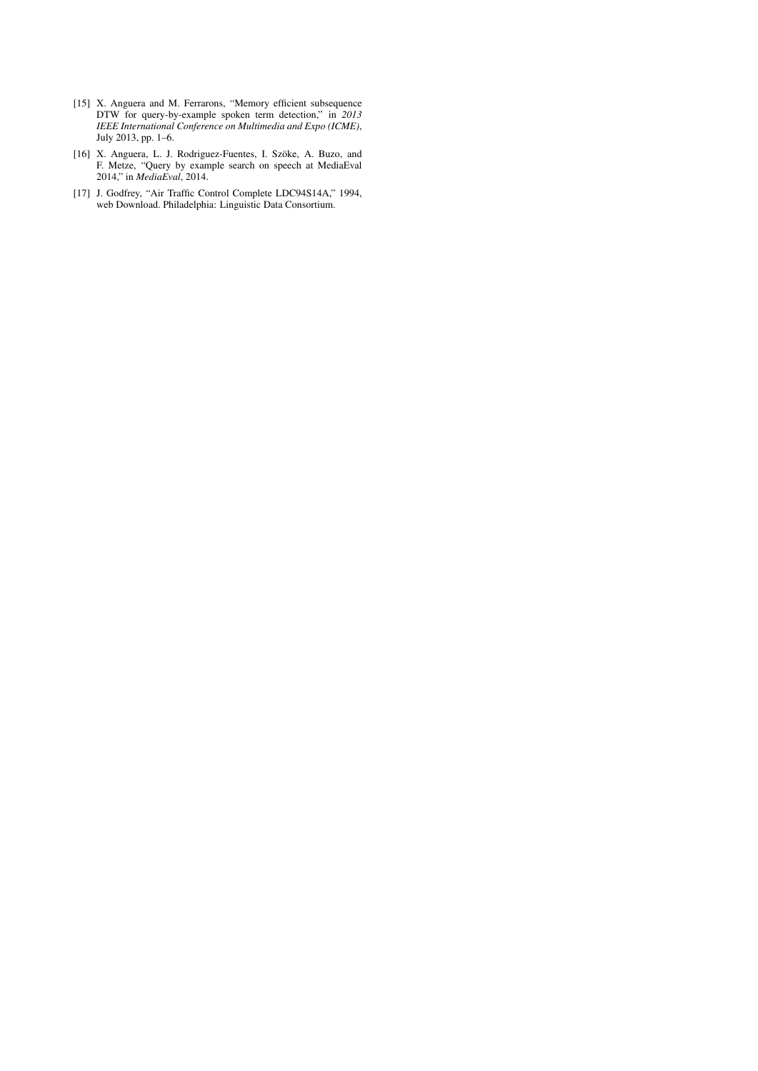[15] X. Anguera and M. Ferrarons, "Memory efficient subsequence DTW for query-by-example spoken term detection," in *2013 IEEE International Conference on Multimedia and Expo (ICME)*, July 2013, pp. 1–6.

[16] X. Anguera, L. J. Rodriguez-Fuentes, I. Szöke, A. Buzo, and F. Metze, "Query by example search on speech at MediaEval 2014," in *MediaEval*, 2014.

[17] J. Godfrey, "Air Traffic Control Complete LDC94S14A," 1994, web Download. Philadelphia: Linguistic Data Consortium.